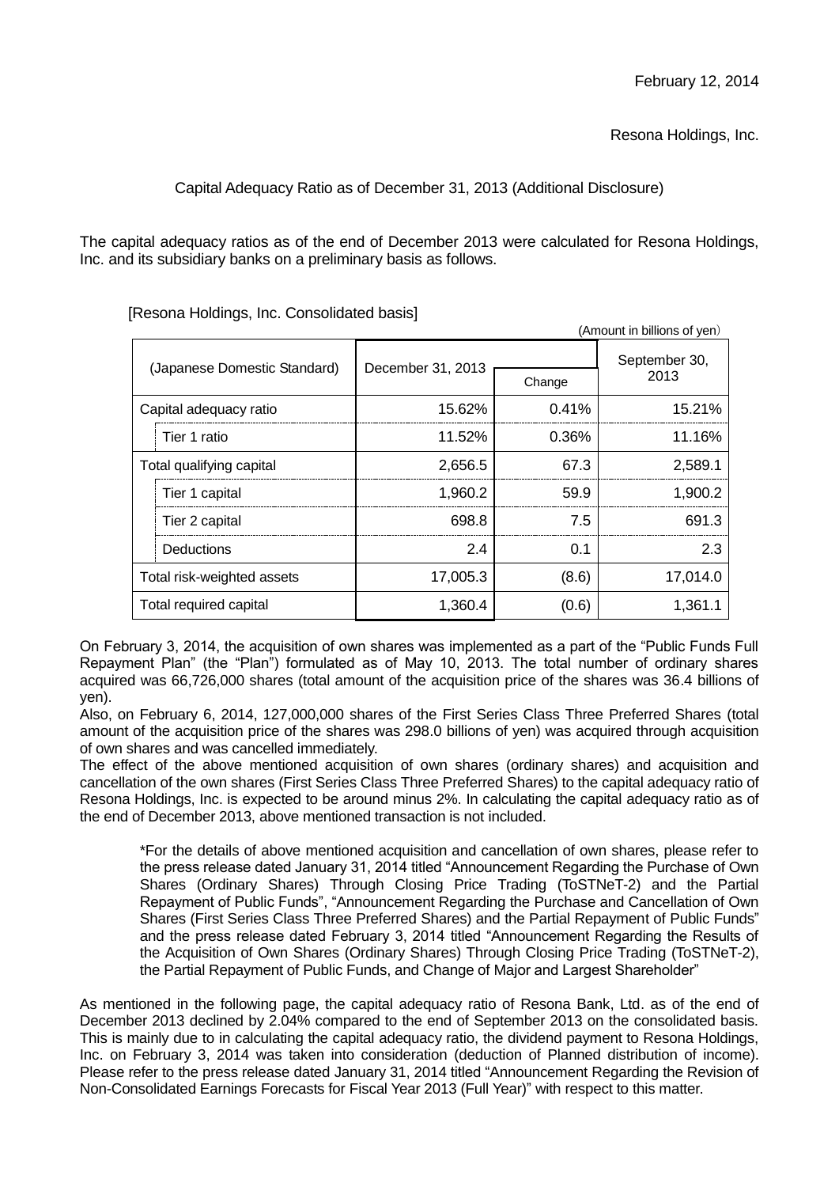February 12, 2014

Resona Holdings, Inc.

## Capital Adequacy Ratio as of December 31, 2013 (Additional Disclosure)

The capital adequacy ratios as of the end of December 2013 were calculated for Resona Holdings, Inc. and its subsidiary banks on a preliminary basis as follows.

[Resona Holdings, Inc. Consolidated basis]

(Amount in billions of yen)

| (Japanese Domestic Standard) | December 31, 2013 | Change | September 30, 2013 |
|---|---|---|---|
| Capital adequacy ratio | 15.62% | 0.41% | 15.21% |
| Tier 1 ratio | 11.52% | 0.36% | 11.16% |
| Total qualifying capital | 2,656.5 | 67.3 | 2,589.1 |
| Tier 1 capital | 1,960.2 | 59.9 | 1,900.2 |
| Tier 2 capital | 698.8 | 7.5 | 691.3 |
| Deductions | 2.4 | 0.1 | 2.3 |
| Total risk-weighted assets | 17,005.3 | (8.6) | 17,014.0 |
| Total required capital | 1,360.4 | (0.6) | 1,361.1 |

On February 3, 2014, the acquisition of own shares was implemented as a part of the "Public Funds Full Repayment Plan" (the "Plan") formulated as of May 10, 2013. The total number of ordinary shares acquired was 66,726,000 shares (total amount of the acquisition price of the shares was 36.4 billions of yen).

Also, on February 6, 2014, 127,000,000 shares of the First Series Class Three Preferred Shares (total amount of the acquisition price of the shares was 298.0 billions of yen) was acquired through acquisition of own shares and was cancelled immediately.

The effect of the above mentioned acquisition of own shares (ordinary shares) and acquisition and cancellation of the own shares (First Series Class Three Preferred Shares) to the capital adequacy ratio of Resona Holdings, Inc. is expected to be around minus 2%. In calculating the capital adequacy ratio as of the end of December 2013, above mentioned transaction is not included.

> *For the details of above mentioned acquisition and cancellation of own shares, please refer to the press release dated January 31, 2014 titled "Announcement Regarding the Purchase of Own Shares (Ordinary Shares) Through Closing Price Trading (ToSTNeT-2) and the Partial Repayment of Public Funds", "Announcement Regarding the Purchase and Cancellation of Own Shares (First Series Class Three Preferred Shares) and the Partial Repayment of Public Funds" and the press release dated February 3, 2014 titled "Announcement Regarding the Results of the Acquisition of Own Shares (Ordinary Shares) Through Closing Price Trading (ToSTNeT-2), the Partial Repayment of Public Funds, and Change of Major and Largest Shareholder"

As mentioned in the following page, the capital adequacy ratio of Resona Bank, Ltd. as of the end of December 2013 declined by 2.04% compared to the end of September 2013 on the consolidated basis. This is mainly due to in calculating the capital adequacy ratio, the dividend payment to Resona Holdings, Inc. on February 3, 2014 was taken into consideration (deduction of Planned distribution of income). Please refer to the press release dated January 31, 2014 titled "Announcement Regarding the Revision of Non-Consolidated Earnings Forecasts for Fiscal Year 2013 (Full Year)" with respect to this matter.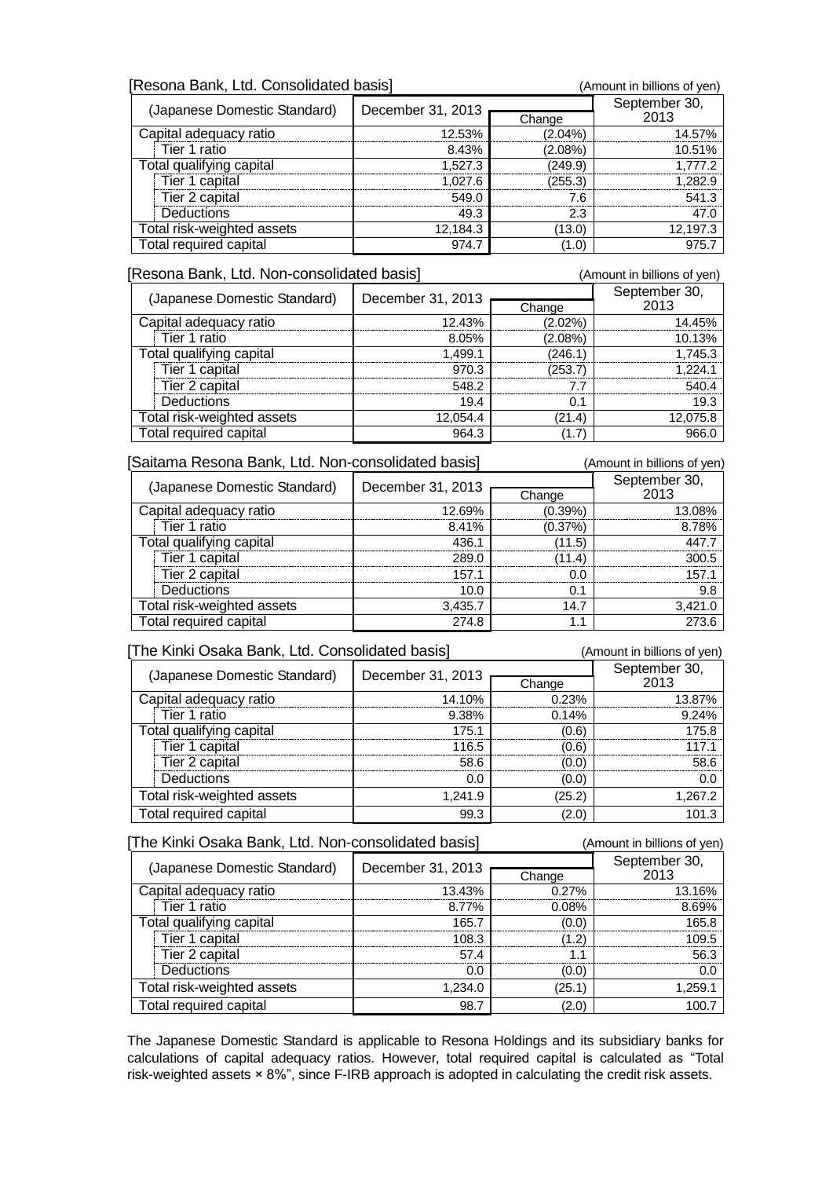[Resona Bank, Ltd. Consolidated basis] (Amount in billions of yen)

| (Japanese Domestic Standard) | December 31, 2013 | Change | September 30, 2013 |
|---|---|---|---|
| Capital adequacy ratio | 12.53% | (2.04%) | 14.57% |
| Tier 1 ratio | 8.43% | (2.08%) | 10.51% |
| Total qualifying capital | 1,527.3 | (249.9) | 1,777.2 |
| Tier 1 capital | 1,027.6 | (255.3) | 1,282.9 |
| Tier 2 capital | 549.0 | 7.6 | 541.3 |
| Deductions | 49.3 | 2.3 | 47.0 |
| Total risk-weighted assets | 12,184.3 | (13.0) | 12,197.3 |
| Total required capital | 974.7 | (1.0) | 975.7 |

[Resona Bank, Ltd. Non-consolidated basis] (Amount in billions of yen)

| (Japanese Domestic Standard) | December 31, 2013 | Change | September 30, 2013 |
|---|---|---|---|
| Capital adequacy ratio | 12.43% | (2.02%) | 14.45% |
| Tier 1 ratio | 8.05% | (2.08%) | 10.13% |
| Total qualifying capital | 1,499.1 | (246.1) | 1,745.3 |
| Tier 1 capital | 970.3 | (253.7) | 1,224.1 |
| Tier 2 capital | 548.2 | 7.7 | 540.4 |
| Deductions | 19.4 | 0.1 | 19.3 |
| Total risk-weighted assets | 12,054.4 | (21.4) | 12,075.8 |
| Total required capital | 964.3 | (1.7) | 966.0 |

[Saitama Resona Bank, Ltd. Non-consolidated basis] (Amount in billions of yen)

| (Japanese Domestic Standard) | December 31, 2013 | Change | September 30, 2013 |
|---|---|---|---|
| Capital adequacy ratio | 12.69% | (0.39%) | 13.08% |
| Tier 1 ratio | 8.41% | (0.37%) | 8.78% |
| Total qualifying capital | 436.1 | (11.5) | 447.7 |
| Tier 1 capital | 289.0 | (11.4) | 300.5 |
| Tier 2 capital | 157.1 | 0.0 | 157.1 |
| Deductions | 10.0 | 0.1 | 9.8 |
| Total risk-weighted assets | 3,435.7 | 14.7 | 3,421.0 |
| Total required capital | 274.8 | 1.1 | 273.6 |

[The Kinki Osaka Bank, Ltd. Consolidated basis] (Amount in billions of yen)

| (Japanese Domestic Standard) | December 31, 2013 | Change | September 30, 2013 |
|---|---|---|---|
| Capital adequacy ratio | 14.10% | 0.23% | 13.87% |
| Tier 1 ratio | 9.38% | 0.14% | 9.24% |
| Total qualifying capital | 175.1 | (0.6) | 175.8 |
| Tier 1 capital | 116.5 | (0.6) | 117.1 |
| Tier 2 capital | 58.6 | (0.0) | 58.6 |
| Deductions | 0.0 | (0.0) | 0.0 |
| Total risk-weighted assets | 1,241.9 | (25.2) | 1,267.2 |
| Total required capital | 99.3 | (2.0) | 101.3 |

[The Kinki Osaka Bank, Ltd. Non-consolidated basis] (Amount in billions of yen)

| (Japanese Domestic Standard) | December 31, 2013 | Change | September 30, 2013 |
|---|---|---|---|
| Capital adequacy ratio | 13.43% | 0.27% | 13.16% |
| Tier 1 ratio | 8.77% | 0.08% | 8.69% |
| Total qualifying capital | 165.7 | (0.0) | 165.8 |
| Tier 1 capital | 108.3 | (1.2) | 109.5 |
| Tier 2 capital | 57.4 | 1.1 | 56.3 |
| Deductions | 0.0 | (0.0) | 0.0 |
| Total risk-weighted assets | 1,234.0 | (25.1) | 1,259.1 |
| Total required capital | 98.7 | (2.0) | 100.7 |

The Japanese Domestic Standard is applicable to Resona Holdings and its subsidiary banks for calculations of capital adequacy ratios. However, total required capital is calculated as "Total risk-weighted assets × 8%", since F-IRB approach is adopted in calculating the credit risk assets.